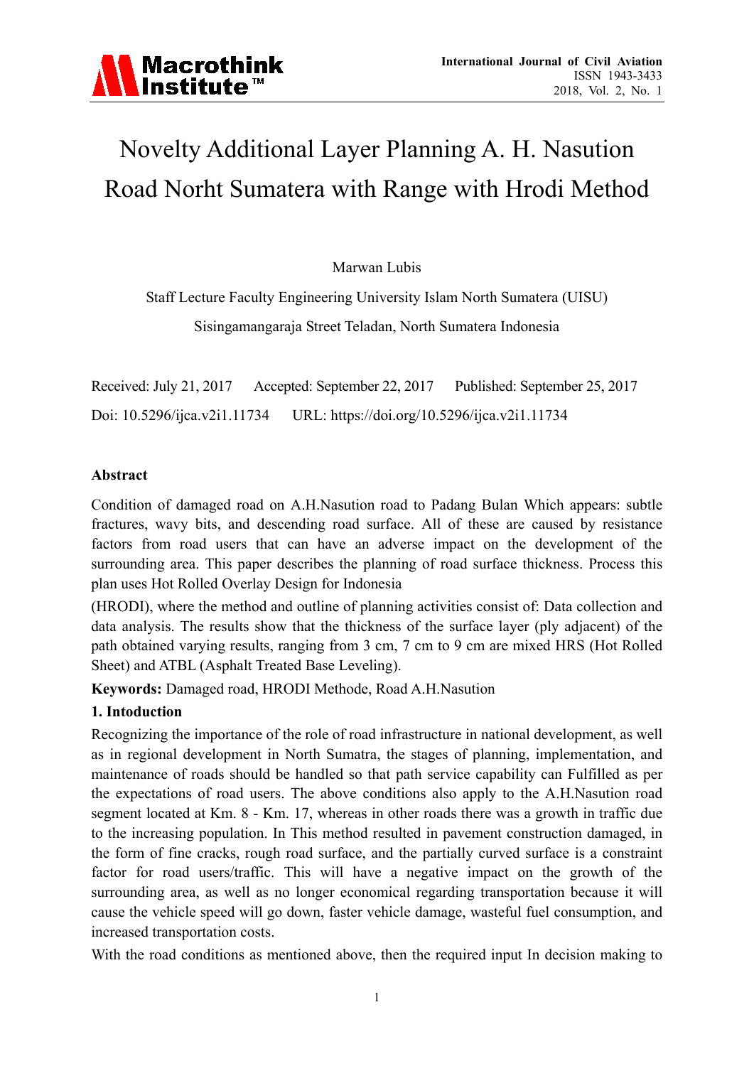# Novelty Additional Layer Planning A. H. Nasution Road Norht Sumatera with Range with Hrodi Method

Marwan Lubis

Staff Lecture Faculty Engineering University Islam North Sumatera (UISU)

Sisingamangaraja Street Teladan, North Sumatera Indonesia

Received: July 21, 2017 Accepted: September 22, 2017 Published: September 25, 2017

Doi: 10.5296/ijca.v2i1.11734 URL: https://doi.org/10.5296/ijca.v2i1.11734

## Abstract

Condition of damaged road on A.H.Nasution road to Padang Bulan Which appears: subtle fractures, wavy bits, and descending road surface. All of these are caused by resistance factors from road users that can have an adverse impact on the development of the surrounding area. This paper describes the planning of road surface thickness. Process this plan uses Hot Rolled Overlay Design for Indonesia

(HRODI), where the method and outline of planning activities consist of: Data collection and data analysis. The results show that the thickness of the surface layer (ply adjacent) of the path obtained varying results, ranging from 3 cm, 7 cm to 9 cm are mixed HRS (Hot Rolled Sheet) and ATBL (Asphalt Treated Base Leveling).

**Keywords:** Damaged road, HRODI Methode, Road A.H.Nasution

## 1. Intoduction

Recognizing the importance of the role of road infrastructure in national development, as well as in regional development in North Sumatra, the stages of planning, implementation, and maintenance of roads should be handled so that path service capability can Fulfilled as per the expectations of road users. The above conditions also apply to the A.H.Nasution road segment located at Km. 8 - Km. 17, whereas in other roads there was a growth in traffic due to the increasing population. In This method resulted in pavement construction damaged, in the form of fine cracks, rough road surface, and the partially curved surface is a constraint factor for road users/traffic. This will have a negative impact on the growth of the surrounding area, as well as no longer economical regarding transportation because it will cause the vehicle speed will go down, faster vehicle damage, wasteful fuel consumption, and increased transportation costs.

With the road conditions as mentioned above, then the required input In decision making to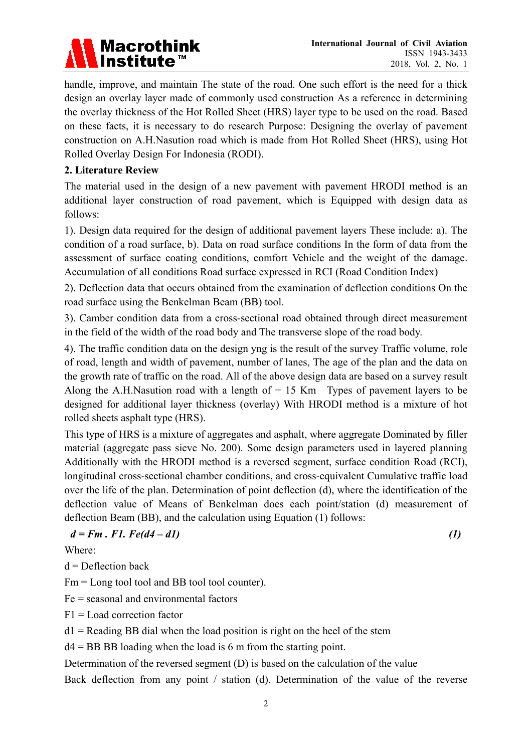handle, improve, and maintain The state of the road. One such effort is the need for a thick design an overlay layer made of commonly used construction As a reference in determining the overlay thickness of the Hot Rolled Sheet (HRS) layer type to be used on the road. Based on these facts, it is necessary to do research Purpose: Designing the overlay of pavement construction on A.H.Nasution road which is made from Hot Rolled Sheet (HRS), using Hot Rolled Overlay Design For Indonesia (RODI).

## 2. Literature Review

The material used in the design of a new pavement with pavement HRODI method is an additional layer construction of road pavement, which is Equipped with design data as follows:

1). Design data required for the design of additional pavement layers These include: a). The condition of a road surface, b). Data on road surface conditions In the form of data from the assessment of surface coating conditions, comfort Vehicle and the weight of the damage. Accumulation of all conditions Road surface expressed in RCI (Road Condition Index)

2). Deflection data that occurs obtained from the examination of deflection conditions On the road surface using the Benkelman Beam (BB) tool.

3). Camber condition data from a cross-sectional road obtained through direct measurement in the field of the width of the road body and The transverse slope of the road body.

4). The traffic condition data on the design yng is the result of the survey Traffic volume, role of road, length and width of pavement, number of lanes, The age of the plan and the data on the growth rate of traffic on the road. All of the above design data are based on a survey result Along the A.H.Nasution road with a length of + 15 Km  Types of pavement layers to be designed for additional layer thickness (overlay) With HRODI method is a mixture of hot rolled sheets asphalt type (HRS).

This type of HRS is a mixture of aggregates and asphalt, where aggregate Dominated by filler material (aggregate pass sieve No. 200). Some design parameters used in layered planning Additionally with the HRODI method is a reversed segment, surface condition Road (RCI), longitudinal cross-sectional chamber conditions, and cross-equivalent Cumulative traffic load over the life of the plan. Determination of point deflection (d), where the identification of the deflection value of Means of Benkelman does each point/station (d) measurement of deflection Beam (BB), and the calculation using Equation (1) follows:

$$d = Fm \cdot F1 \cdot Fe(d4 - d1) \qquad (1)$$

Where:

d = Deflection back

Fm = Long tool tool and BB tool tool counter).

Fe = seasonal and environmental factors

F1 = Load correction factor

d1 = Reading BB dial when the load position is right on the heel of the stem

d4 = BB BB loading when the load is 6 m from the starting point.

Determination of the reversed segment (D) is based on the calculation of the value

Back deflection from any point / station (d). Determination of the value of the reverse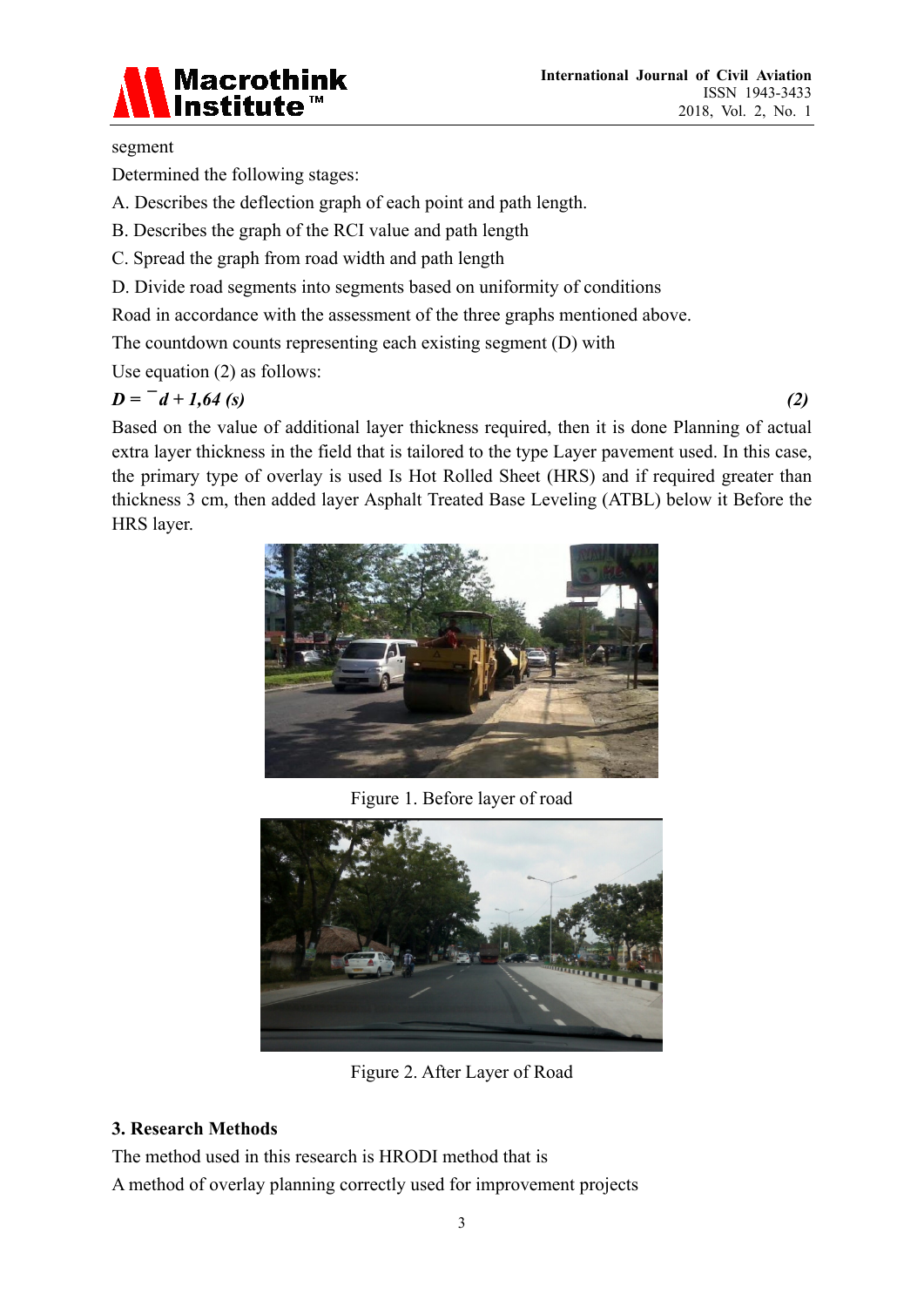segment

Determined the following stages:

A. Describes the deflection graph of each point and path length.

B. Describes the graph of the RCI value and path length

C. Spread the graph from road width and path length

D. Divide road segments into segments based on uniformity of conditions

Road in accordance with the assessment of the three graphs mentioned above.

The countdown counts representing each existing segment (D) with

Use equation (2) as follows:

$$D = \bar{d} + 1{,}64\ (s) \tag{2}$$

Based on the value of additional layer thickness required, then it is done Planning of actual extra layer thickness in the field that is tailored to the type Layer pavement used. In this case, the primary type of overlay is used Is Hot Rolled Sheet (HRS) and if required greater than thickness 3 cm, then added layer Asphalt Treated Base Leveling (ATBL) below it Before the HRS layer.

Figure 1. Before layer of road

Figure 2. After Layer of Road

## 3. Research Methods

The method used in this research is HRODI method that is

A method of overlay planning correctly used for improvement projects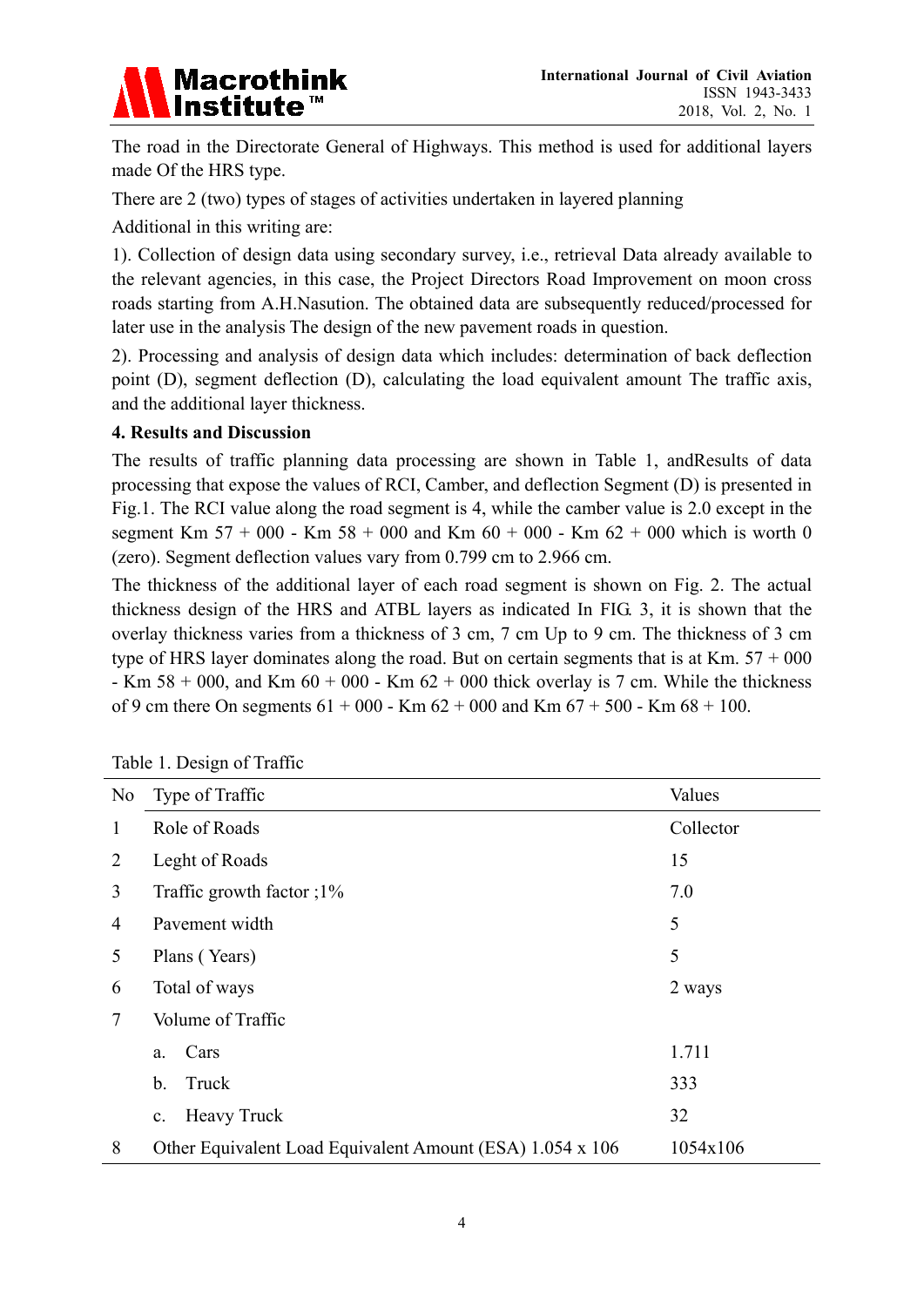The road in the Directorate General of Highways. This method is used for additional layers made Of the HRS type.

There are 2 (two) types of stages of activities undertaken in layered planning

Additional in this writing are:

1). Collection of design data using secondary survey, i.e., retrieval Data already available to the relevant agencies, in this case, the Project Directors Road Improvement on moon cross roads starting from A.H.Nasution. The obtained data are subsequently reduced/processed for later use in the analysis The design of the new pavement roads in question.

2). Processing and analysis of design data which includes: determination of back deflection point (D), segment deflection (D), calculating the load equivalent amount The traffic axis, and the additional layer thickness.

**4. Results and Discussion**

The results of traffic planning data processing are shown in Table 1, andResults of data processing that expose the values of RCI, Camber, and deflection Segment (D) is presented in Fig.1. The RCI value along the road segment is 4, while the camber value is 2.0 except in the segment Km 57 + 000 - Km 58 + 000 and Km 60 + 000 - Km 62 + 000 which is worth 0 (zero). Segment deflection values vary from 0.799 cm to 2.966 cm.

The thickness of the additional layer of each road segment is shown on Fig. 2. The actual thickness design of the HRS and ATBL layers as indicated In FIG. 3, it is shown that the overlay thickness varies from a thickness of 3 cm, 7 cm Up to 9 cm. The thickness of 3 cm type of HRS layer dominates along the road. But on certain segments that is at Km. 57 + 000 - Km 58 + 000, and Km 60 + 000 - Km 62 + 000 thick overlay is 7 cm. While the thickness of 9 cm there On segments 61 + 000 - Km 62 + 000 and Km 67 + 500 - Km 68 + 100.

Table 1. Design of Traffic

| No | Type of Traffic | Values |
|---|---|---|
| 1 | Role of Roads | Collector |
| 2 | Leght of Roads | 15 |
| 3 | Traffic growth factor ;1% | 7.0 |
| 4 | Pavement width | 5 |
| 5 | Plans ( Years) | 5 |
| 6 | Total of ways | 2 ways |
| 7 | Volume of Traffic | |
| | a. Cars | 1.711 |
| | b. Truck | 333 |
| | c. Heavy Truck | 32 |
| 8 | Other Equivalent Load Equivalent Amount (ESA) 1.054 x 106 | 1054x106 |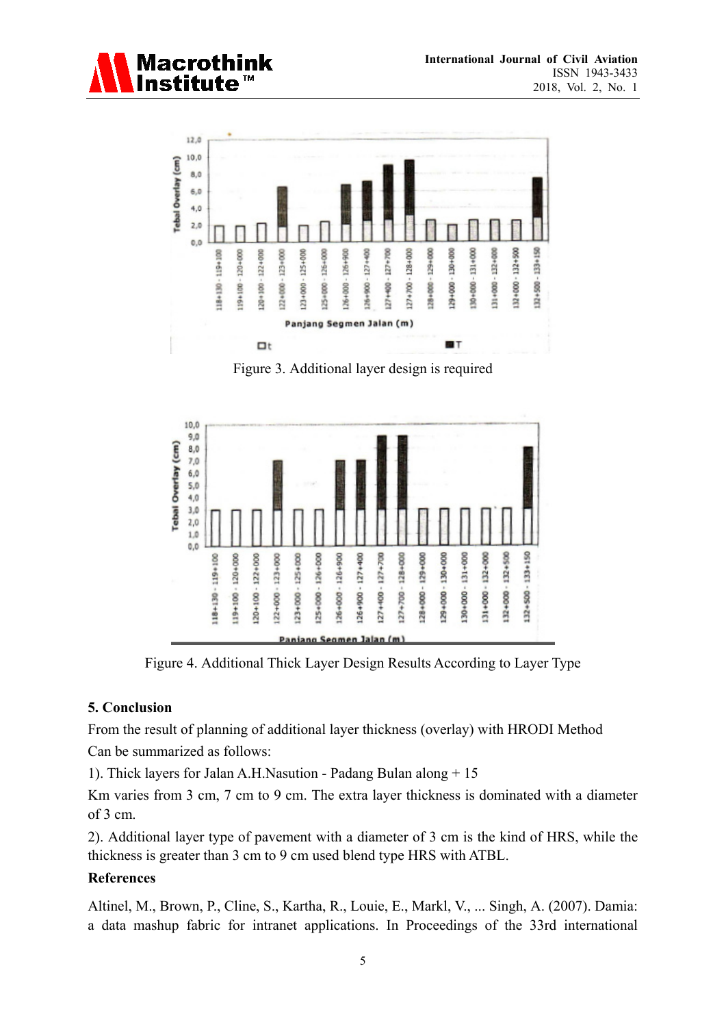Figure 3. Additional layer design is required

Figure 4. Additional Thick Layer Design Results According to Layer Type

## 5. Conclusion

From the result of planning of additional layer thickness (overlay) with HRODI Method Can be summarized as follows:

1). Thick layers for Jalan A.H.Nasution - Padang Bulan along + 15 Km varies from 3 cm, 7 cm to 9 cm. The extra layer thickness is dominated with a diameter of 3 cm.

2). Additional layer type of pavement with a diameter of 3 cm is the kind of HRS, while the thickness is greater than 3 cm to 9 cm used blend type HRS with ATBL.

## References

Altinel, M., Brown, P., Cline, S., Kartha, R., Louie, E., Markl, V., ... Singh, A. (2007). Damia: a data mashup fabric for intranet applications. In Proceedings of the 33rd international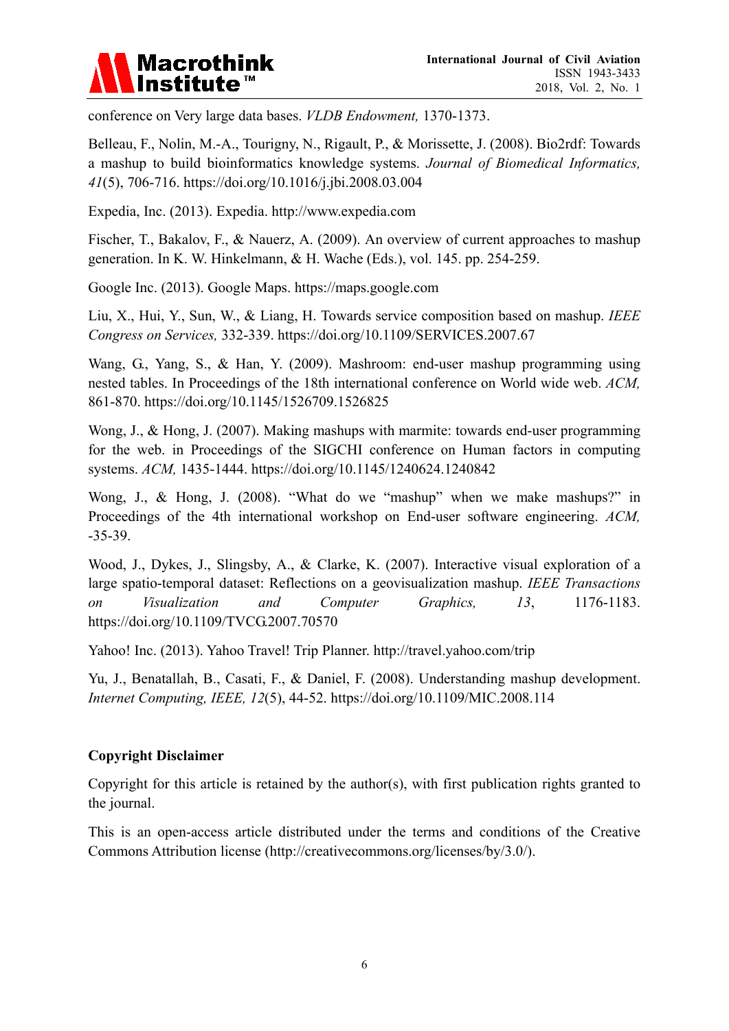conference on Very large data bases. *VLDB Endowment,* 1370-1373.

Belleau, F., Nolin, M.-A., Tourigny, N., Rigault, P., & Morissette, J. (2008). Bio2rdf: Towards a mashup to build bioinformatics knowledge systems. *Journal of Biomedical Informatics, 41*(5), 706-716. https://doi.org/10.1016/j.jbi.2008.03.004

Expedia, Inc. (2013). Expedia. http://www.expedia.com

Fischer, T., Bakalov, F., & Nauerz, A. (2009). An overview of current approaches to mashup generation. In K. W. Hinkelmann, & H. Wache (Eds.), vol. 145. pp. 254-259.

Google Inc. (2013). Google Maps. https://maps.google.com

Liu, X., Hui, Y., Sun, W., & Liang, H. Towards service composition based on mashup. *IEEE Congress on Services,* 332-339. https://doi.org/10.1109/SERVICES.2007.67

Wang, G., Yang, S., & Han, Y. (2009). Mashroom: end-user mashup programming using nested tables. In Proceedings of the 18th international conference on World wide web. *ACM,* 861-870. https://doi.org/10.1145/1526709.1526825

Wong, J., & Hong, J. (2007). Making mashups with marmite: towards end-user programming for the web. in Proceedings of the SIGCHI conference on Human factors in computing systems. *ACM,* 1435-1444. https://doi.org/10.1145/1240624.1240842

Wong, J., & Hong, J. (2008). "What do we "mashup" when we make mashups?" in Proceedings of the 4th international workshop on End-user software engineering. *ACM,* -35-39.

Wood, J., Dykes, J., Slingsby, A., & Clarke, K. (2007). Interactive visual exploration of a large spatio-temporal dataset: Reflections on a geovisualization mashup. *IEEE Transactions on Visualization and Computer Graphics, 13*, 1176-1183. https://doi.org/10.1109/TVCG.2007.70570

Yahoo! Inc. (2013). Yahoo Travel! Trip Planner. http://travel.yahoo.com/trip

Yu, J., Benatallah, B., Casati, F., & Daniel, F. (2008). Understanding mashup development. *Internet Computing, IEEE, 12*(5), 44-52. https://doi.org/10.1109/MIC.2008.114

## Copyright Disclaimer

Copyright for this article is retained by the author(s), with first publication rights granted to the journal.

This is an open-access article distributed under the terms and conditions of the Creative Commons Attribution license (http://creativecommons.org/licenses/by/3.0/).